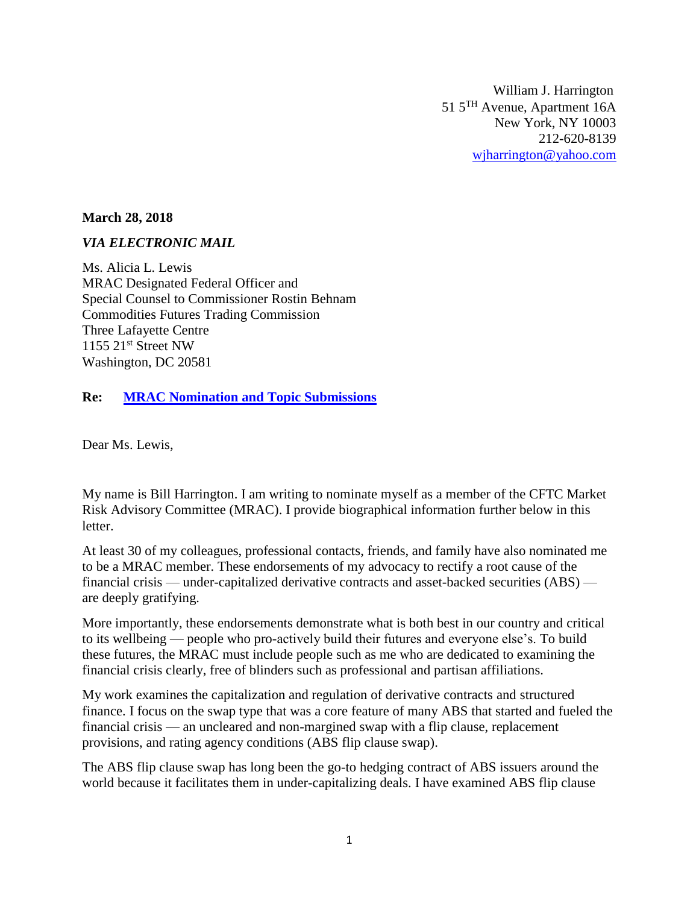William J. Harrington
51 5$^{TH}$ Avenue, Apartment 16A
New York, NY 10003
212-620-8139
wjharrington@yahoo.com

**March 28, 2018**

***VIA ELECTRONIC MAIL***

Ms. Alicia L. Lewis
MRAC Designated Federal Officer and
Special Counsel to Commissioner Rostin Behnam
Commodities Futures Trading Commission
Three Lafayette Centre
1155 21$^{st}$ Street NW
Washington, DC 20581

**Re: MRAC Nomination and Topic Submissions**

Dear Ms. Lewis,

My name is Bill Harrington. I am writing to nominate myself as a member of the CFTC Market Risk Advisory Committee (MRAC). I provide biographical information further below in this letter.

At least 30 of my colleagues, professional contacts, friends, and family have also nominated me to be a MRAC member. These endorsements of my advocacy to rectify a root cause of the financial crisis — under-capitalized derivative contracts and asset-backed securities (ABS) — are deeply gratifying.

More importantly, these endorsements demonstrate what is both best in our country and critical to its wellbeing — people who pro-actively build their futures and everyone else's. To build these futures, the MRAC must include people such as me who are dedicated to examining the financial crisis clearly, free of blinders such as professional and partisan affiliations.

My work examines the capitalization and regulation of derivative contracts and structured finance. I focus on the swap type that was a core feature of many ABS that started and fueled the financial crisis — an uncleared and non-margined swap with a flip clause, replacement provisions, and rating agency conditions (ABS flip clause swap).

The ABS flip clause swap has long been the go-to hedging contract of ABS issuers around the world because it facilitates them in under-capitalizing deals. I have examined ABS flip clause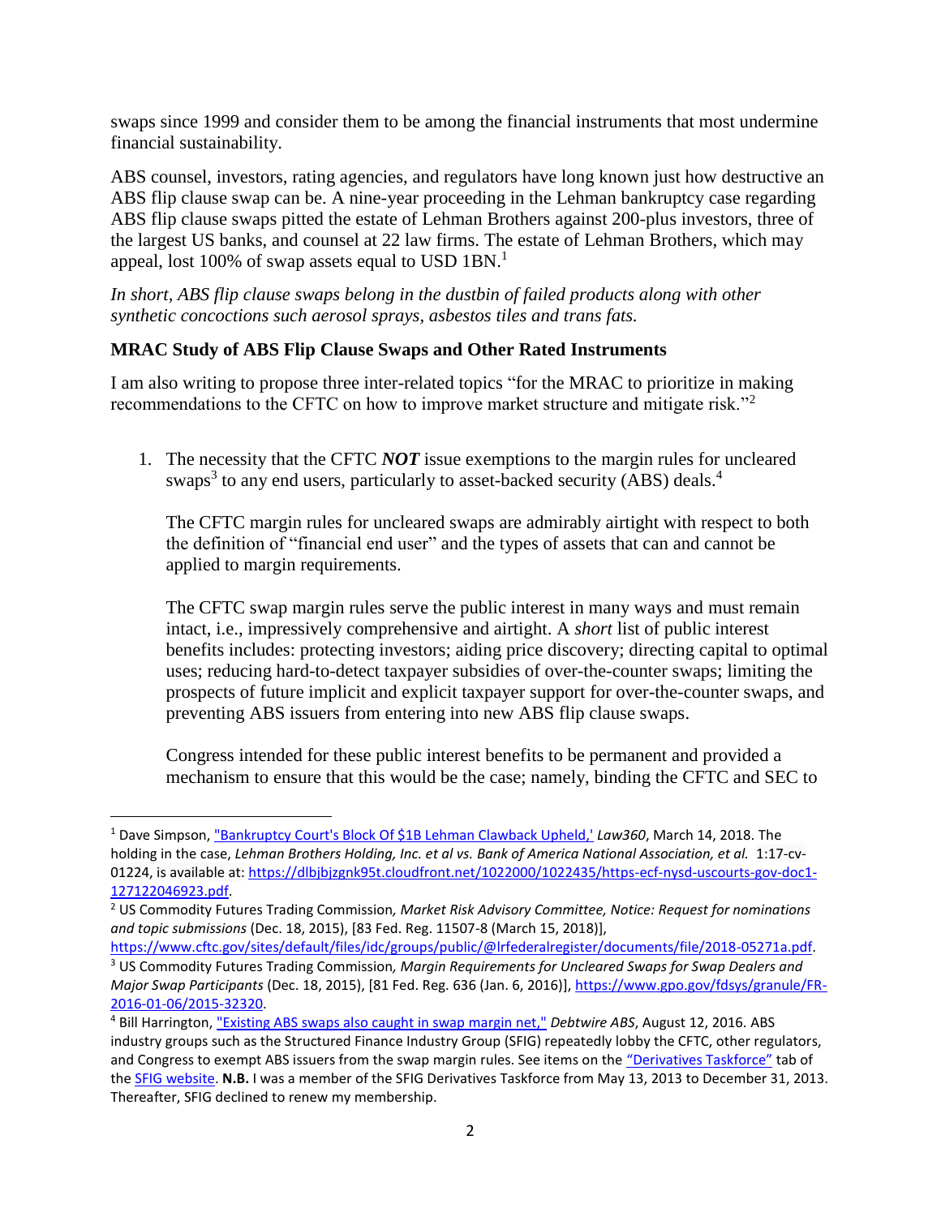swaps since 1999 and consider them to be among the financial instruments that most undermine financial sustainability.

ABS counsel, investors, rating agencies, and regulators have long known just how destructive an ABS flip clause swap can be. A nine-year proceeding in the Lehman bankruptcy case regarding ABS flip clause swaps pitted the estate of Lehman Brothers against 200-plus investors, three of the largest US banks, and counsel at 22 law firms. The estate of Lehman Brothers, which may appeal, lost 100% of swap assets equal to USD 1BN.[1]

*In short, ABS flip clause swaps belong in the dustbin of failed products along with other synthetic concoctions such aerosol sprays, asbestos tiles and trans fats.*

**MRAC Study of ABS Flip Clause Swaps and Other Rated Instruments**

I am also writing to propose three inter-related topics "for the MRAC to prioritize in making recommendations to the CFTC on how to improve market structure and mitigate risk."[2]

1. The necessity that the CFTC ***NOT*** issue exemptions to the margin rules for uncleared swaps[3] to any end users, particularly to asset-backed security (ABS) deals.[4]

   The CFTC margin rules for uncleared swaps are admirably airtight with respect to both the definition of "financial end user" and the types of assets that can and cannot be applied to margin requirements.

   The CFTC swap margin rules serve the public interest in many ways and must remain intact, i.e., impressively comprehensive and airtight. A *short* list of public interest benefits includes: protecting investors; aiding price discovery; directing capital to optimal uses; reducing hard-to-detect taxpayer subsidies of over-the-counter swaps; limiting the prospects of future implicit and explicit taxpayer support for over-the-counter swaps, and preventing ABS issuers from entering into new ABS flip clause swaps.

   Congress intended for these public interest benefits to be permanent and provided a mechanism to ensure that this would be the case; namely, binding the CFTC and SEC to

---

[1] Dave Simpson, "Bankruptcy Court's Block Of $1B Lehman Clawback Upheld," *Law360*, March 14, 2018. The holding in the case, *Lehman Brothers Holding, Inc. et al vs. Bank of America National Association, et al.* 1:17-cv-01224, is available at: https://dlbjbjzgnk95t.cloudfront.net/1022000/1022435/https-ecf-nysd-uscourts-gov-doc1-127122046923.pdf.

[2] US Commodity Futures Trading Commission*, Market Risk Advisory Committee, Notice: Request for nominations and topic submissions* (Dec. 18, 2015), [83 Fed. Reg. 11507-8 (March 15, 2018)], https://www.cftc.gov/sites/default/files/idc/groups/public/@lrfederalregister/documents/file/2018-05271a.pdf.

[3] US Commodity Futures Trading Commission*, Margin Requirements for Uncleared Swaps for Swap Dealers and Major Swap Participants* (Dec. 18, 2015), [81 Fed. Reg. 636 (Jan. 6, 2016)], https://www.gpo.gov/fdsys/granule/FR-2016-01-06/2015-32320.

[4] Bill Harrington, "Existing ABS swaps also caught in swap margin net," *Debtwire ABS*, August 12, 2016. ABS industry groups such as the Structured Finance Industry Group (SFIG) repeatedly lobby the CFTC, other regulators, and Congress to exempt ABS issuers from the swap margin rules. See items on the "Derivatives Taskforce" tab of the SFIG website. **N.B.** I was a member of the SFIG Derivatives Taskforce from May 13, 2013 to December 31, 2013. Thereafter, SFIG declined to renew my membership.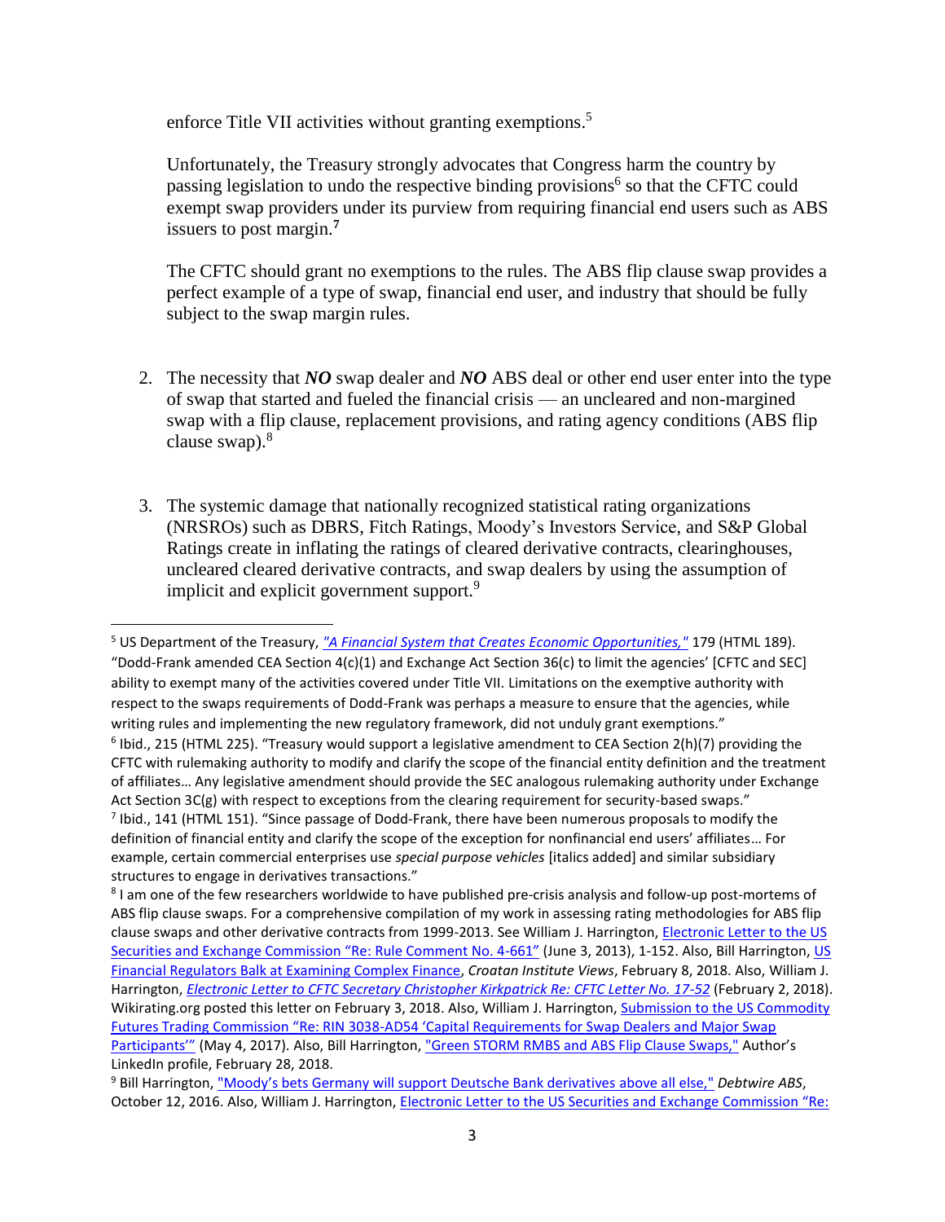enforce Title VII activities without granting exemptions.[5]

Unfortunately, the Treasury strongly advocates that Congress harm the country by passing legislation to undo the respective binding provisions[6] so that the CFTC could exempt swap providers under its purview from requiring financial end users such as ABS issuers to post margin.[7]

The CFTC should grant no exemptions to the rules. The ABS flip clause swap provides a perfect example of a type of swap, financial end user, and industry that should be fully subject to the swap margin rules.

2. The necessity that ***NO*** swap dealer and ***NO*** ABS deal or other end user enter into the type of swap that started and fueled the financial crisis — an uncleared and non-margined swap with a flip clause, replacement provisions, and rating agency conditions (ABS flip clause swap).[8]

3. The systemic damage that nationally recognized statistical rating organizations (NRSROs) such as DBRS, Fitch Ratings, Moody's Investors Service, and S&P Global Ratings create in inflating the ratings of cleared derivative contracts, clearinghouses, uncleared cleared derivative contracts, and swap dealers by using the assumption of implicit and explicit government support.[9]

---

[5] US Department of the Treasury, *"A Financial System that Creates Economic Opportunities,"* 179 (HTML 189). "Dodd-Frank amended CEA Section 4(c)(1) and Exchange Act Section 36(c) to limit the agencies' [CFTC and SEC] ability to exempt many of the activities covered under Title VII. Limitations on the exemptive authority with respect to the swaps requirements of Dodd-Frank was perhaps a measure to ensure that the agencies, while writing rules and implementing the new regulatory framework, did not unduly grant exemptions."

[6] Ibid., 215 (HTML 225). "Treasury would support a legislative amendment to CEA Section 2(h)(7) providing the CFTC with rulemaking authority to modify and clarify the scope of the financial entity definition and the treatment of affiliates… Any legislative amendment should provide the SEC analogous rulemaking authority under Exchange Act Section 3C(g) with respect to exceptions from the clearing requirement for security-based swaps."

[7] Ibid., 141 (HTML 151). "Since passage of Dodd-Frank, there have been numerous proposals to modify the definition of financial entity and clarify the scope of the exception for nonfinancial end users' affiliates… For example, certain commercial enterprises use *special purpose vehicles* [italics added] and similar subsidiary structures to engage in derivatives transactions."

[8] I am one of the few researchers worldwide to have published pre-crisis analysis and follow-up post-mortems of ABS flip clause swaps. For a comprehensive compilation of my work in assessing rating methodologies for ABS flip clause swaps and other derivative contracts from 1999-2013. See William J. Harrington, Electronic Letter to the US Securities and Exchange Commission "Re: Rule Comment No. 4-661" (June 3, 2013), 1-152. Also, Bill Harrington, US Financial Regulators Balk at Examining Complex Finance, *Croatan Institute Views*, February 8, 2018. Also, William J. Harrington, *Electronic Letter to CFTC Secretary Christopher Kirkpatrick Re: CFTC Letter No. 17-52* (February 2, 2018). Wikirating.org posted this letter on February 3, 2018. Also, William J. Harrington, Submission to the US Commodity Futures Trading Commission "Re: RIN 3038-AD54 'Capital Requirements for Swap Dealers and Major Swap Participants'" (May 4, 2017). Also, Bill Harrington, "Green STORM RMBS and ABS Flip Clause Swaps," Author's LinkedIn profile, February 28, 2018.

[9] Bill Harrington, "Moody's bets Germany will support Deutsche Bank derivatives above all else," *Debtwire ABS*, October 12, 2016. Also, William J. Harrington, Electronic Letter to the US Securities and Exchange Commission "Re: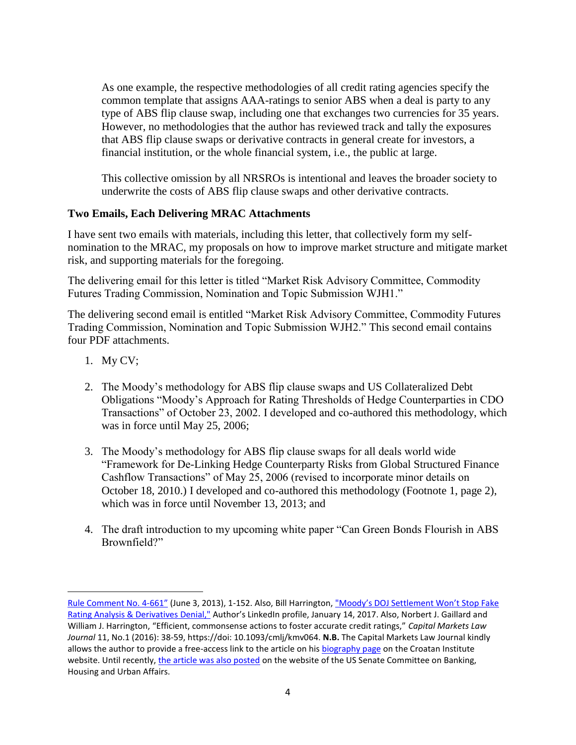As one example, the respective methodologies of all credit rating agencies specify the common template that assigns AAA-ratings to senior ABS when a deal is party to any type of ABS flip clause swap, including one that exchanges two currencies for 35 years. However, no methodologies that the author has reviewed track and tally the exposures that ABS flip clause swaps or derivative contracts in general create for investors, a financial institution, or the whole financial system, i.e., the public at large.

This collective omission by all NRSROs is intentional and leaves the broader society to underwrite the costs of ABS flip clause swaps and other derivative contracts.

### Two Emails, Each Delivering MRAC Attachments

I have sent two emails with materials, including this letter, that collectively form my self-nomination to the MRAC, my proposals on how to improve market structure and mitigate market risk, and supporting materials for the foregoing.

The delivering email for this letter is titled "Market Risk Advisory Committee, Commodity Futures Trading Commission, Nomination and Topic Submission WJH1."

The delivering second email is entitled "Market Risk Advisory Committee, Commodity Futures Trading Commission, Nomination and Topic Submission WJH2." This second email contains four PDF attachments.

1. My CV;
2. The Moody's methodology for ABS flip clause swaps and US Collateralized Debt Obligations "Moody's Approach for Rating Thresholds of Hedge Counterparties in CDO Transactions" of October 23, 2002. I developed and co-authored this methodology, which was in force until May 25, 2006;
3. The Moody's methodology for ABS flip clause swaps for all deals world wide "Framework for De-Linking Hedge Counterparty Risks from Global Structured Finance Cashflow Transactions" of May 25, 2006 (revised to incorporate minor details on October 18, 2010.) I developed and co-authored this methodology (Footnote 1, page 2), which was in force until November 13, 2013; and
4. The draft introduction to my upcoming white paper "Can Green Bonds Flourish in ABS Brownfield?"

---

Rule Comment No. 4-661" (June 3, 2013), 1-152. Also, Bill Harrington, "Moody's DOJ Settlement Won't Stop Fake Rating Analysis & Derivatives Denial," Author's LinkedIn profile, January 14, 2017. Also, Norbert J. Gaillard and William J. Harrington, "Efficient, commonsense actions to foster accurate credit ratings," *Capital Markets Law Journal* 11, No.1 (2016): 38-59, https://doi: 10.1093/cmlj/kmv064. **N.B.** The Capital Markets Law Journal kindly allows the author to provide a free-access link to the article on his biography page on the Croatan Institute website. Until recently, the article was also posted on the website of the US Senate Committee on Banking, Housing and Urban Affairs.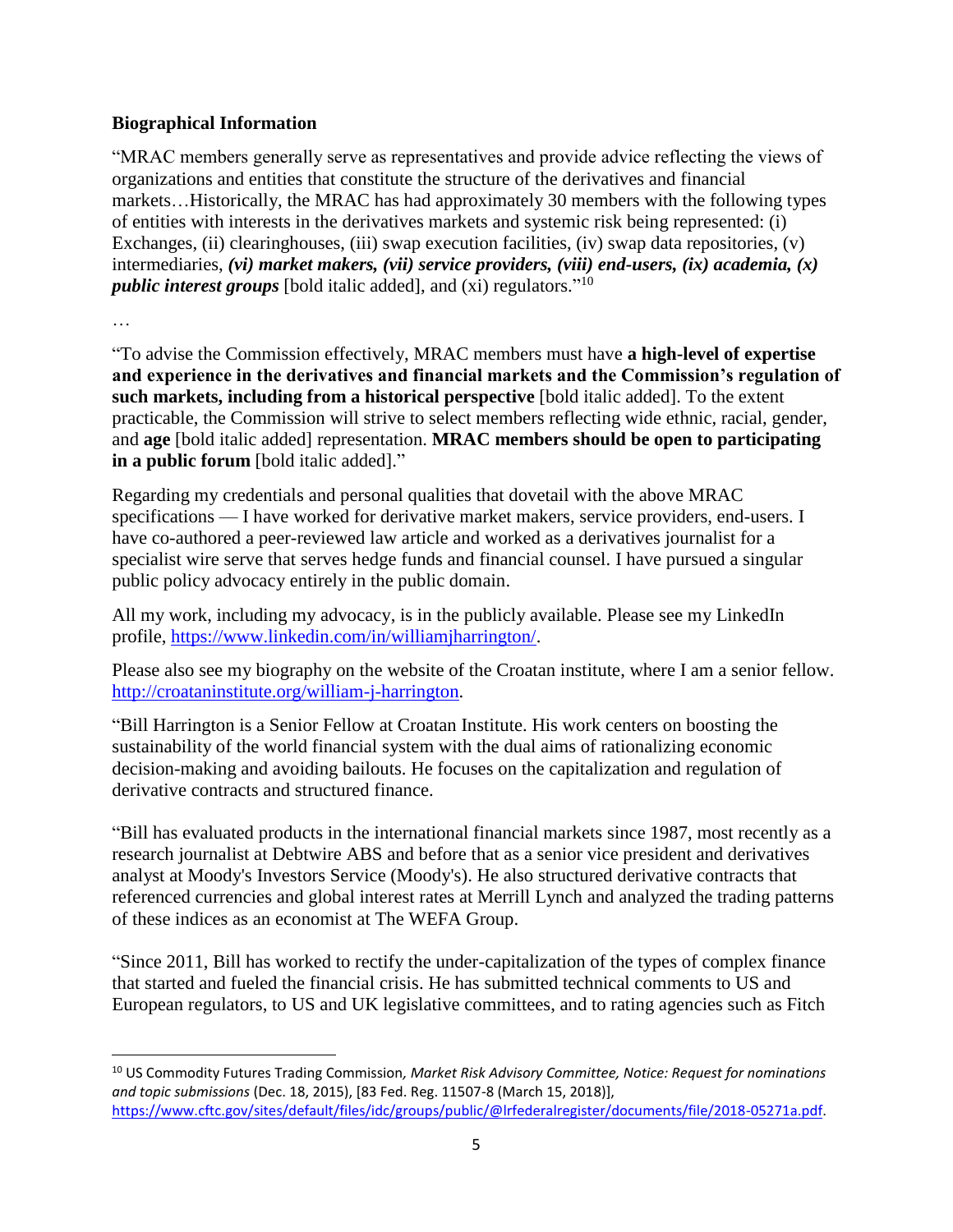**Biographical Information**

"MRAC members generally serve as representatives and provide advice reflecting the views of organizations and entities that constitute the structure of the derivatives and financial markets…Historically, the MRAC has had approximately 30 members with the following types of entities with interests in the derivatives markets and systemic risk being represented: (i) Exchanges, (ii) clearinghouses, (iii) swap execution facilities, (iv) swap data repositories, (v) intermediaries, ***(vi) market makers, (vii) service providers, (viii) end-users, (ix) academia, (x) public interest groups*** [bold italic added], and (xi) regulators."[10]

…

"To advise the Commission effectively, MRAC members must have **a high-level of expertise and experience in the derivatives and financial markets and the Commission's regulation of such markets, including from a historical perspective** [bold italic added]. To the extent practicable, the Commission will strive to select members reflecting wide ethnic, racial, gender, and **age** [bold italic added] representation. **MRAC members should be open to participating in a public forum** [bold italic added]."

Regarding my credentials and personal qualities that dovetail with the above MRAC specifications — I have worked for derivative market makers, service providers, end-users. I have co-authored a peer-reviewed law article and worked as a derivatives journalist for a specialist wire serve that serves hedge funds and financial counsel. I have pursued a singular public policy advocacy entirely in the public domain.

All my work, including my advocacy, is in the publicly available. Please see my LinkedIn profile, https://www.linkedin.com/in/williamjharrington/.

Please also see my biography on the website of the Croatan institute, where I am a senior fellow. http://croataninstitute.org/william-j-harrington.

"Bill Harrington is a Senior Fellow at Croatan Institute. His work centers on boosting the sustainability of the world financial system with the dual aims of rationalizing economic decision-making and avoiding bailouts. He focuses on the capitalization and regulation of derivative contracts and structured finance.

"Bill has evaluated products in the international financial markets since 1987, most recently as a research journalist at Debtwire ABS and before that as a senior vice president and derivatives analyst at Moody's Investors Service (Moody's). He also structured derivative contracts that referenced currencies and global interest rates at Merrill Lynch and analyzed the trading patterns of these indices as an economist at The WEFA Group.

"Since 2011, Bill has worked to rectify the under-capitalization of the types of complex finance that started and fueled the financial crisis. He has submitted technical comments to US and European regulators, to US and UK legislative committees, and to rating agencies such as Fitch

---

[10] US Commodity Futures Trading Commission*, Market Risk Advisory Committee, Notice: Request for nominations and topic submissions* (Dec. 18, 2015), [83 Fed. Reg. 11507-8 (March 15, 2018)], https://www.cftc.gov/sites/default/files/idc/groups/public/@lrfederalregister/documents/file/2018-05271a.pdf.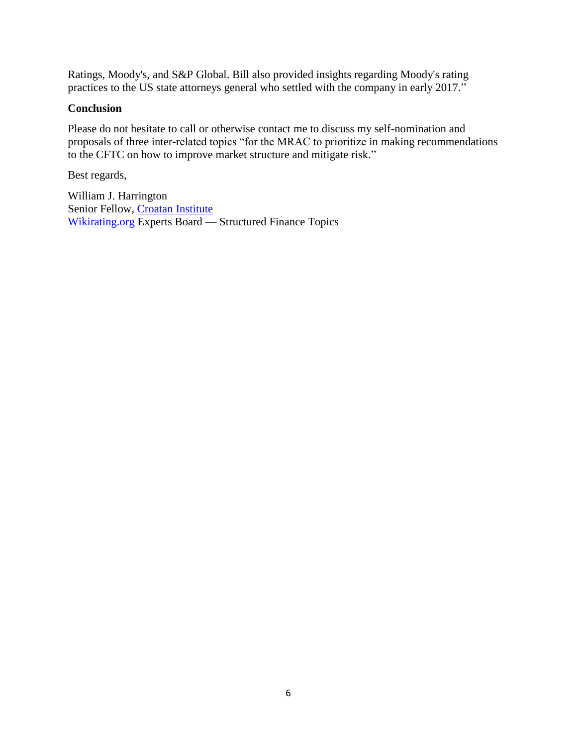Ratings, Moody's, and S&P Global. Bill also provided insights regarding Moody's rating practices to the US state attorneys general who settled with the company in early 2017."

**Conclusion**

Please do not hesitate to call or otherwise contact me to discuss my self-nomination and proposals of three inter-related topics "for the MRAC to prioritize in making recommendations to the CFTC on how to improve market structure and mitigate risk."

Best regards,

William J. Harrington
Senior Fellow, Croatan Institute
Wikirating.org Experts Board — Structured Finance Topics